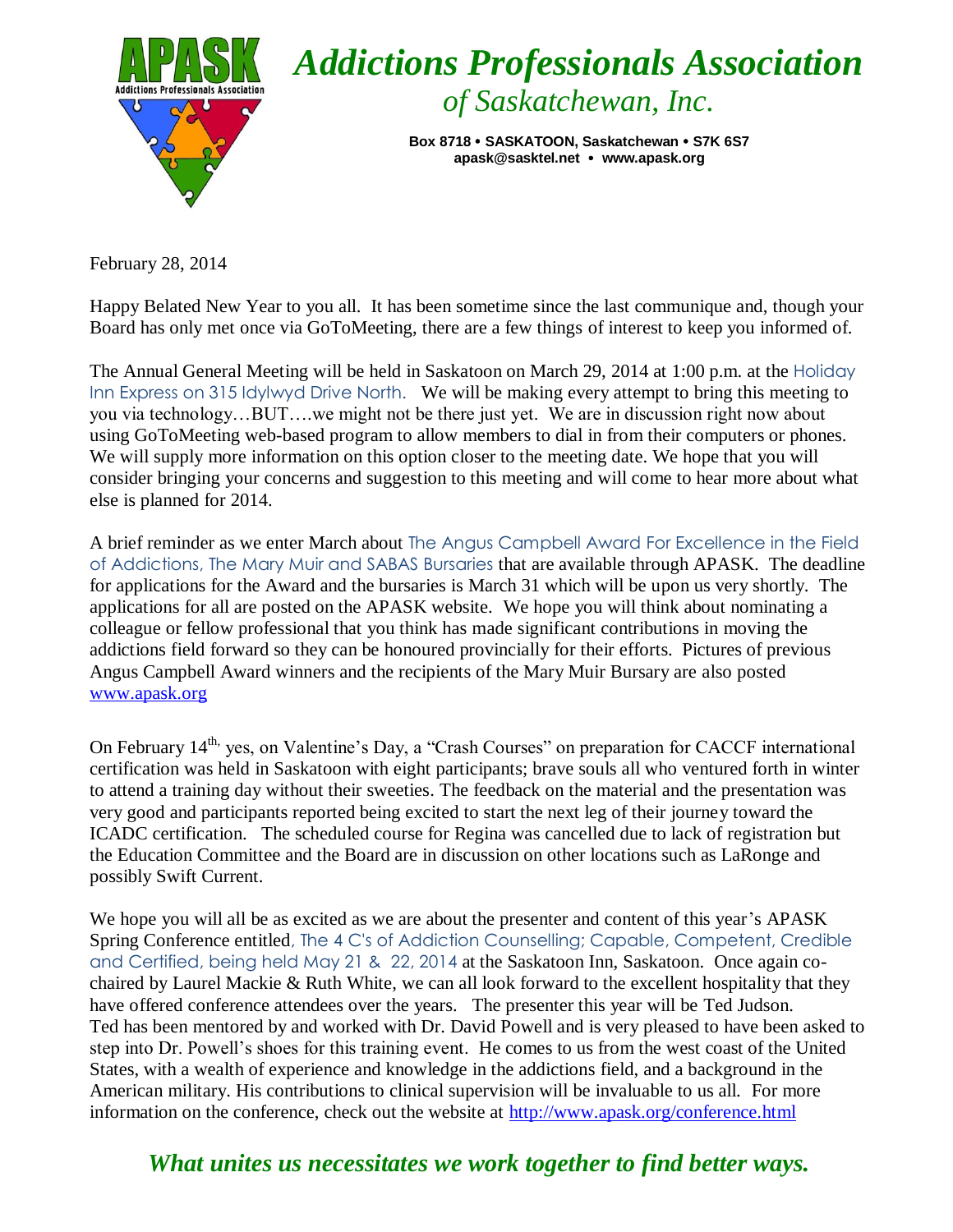# Addictions Professionals Association of Saskatchewan, Inc.

**Box 8718 • SASKATOON, Saskatchewan • S7K 6S7**
**apask@sasktel.net • www.apask.org**

February 28, 2014

Happy Belated New Year to you all. It has been sometime since the last communique and, though your Board has only met once via GoToMeeting, there are a few things of interest to keep you informed of.

The Annual General Meeting will be held in Saskatoon on March 29, 2014 at 1:00 p.m. at the Holiday Inn Express on 315 Idylwyd Drive North. We will be making every attempt to bring this meeting to you via technology…BUT….we might not be there just yet. We are in discussion right now about using GoToMeeting web-based program to allow members to dial in from their computers or phones. We will supply more information on this option closer to the meeting date. We hope that you will consider bringing your concerns and suggestion to this meeting and will come to hear more about what else is planned for 2014.

A brief reminder as we enter March about The Angus Campbell Award For Excellence in the Field of Addictions, The Mary Muir and SABAS Bursaries that are available through APASK. The deadline for applications for the Award and the bursaries is March 31 which will be upon us very shortly. The applications for all are posted on the APASK website. We hope you will think about nominating a colleague or fellow professional that you think has made significant contributions in moving the addictions field forward so they can be honoured provincially for their efforts. Pictures of previous Angus Campbell Award winners and the recipients of the Mary Muir Bursary are also posted www.apask.org

On February 14th, yes, on Valentine's Day, a "Crash Courses" on preparation for CACCF international certification was held in Saskatoon with eight participants; brave souls all who ventured forth in winter to attend a training day without their sweeties. The feedback on the material and the presentation was very good and participants reported being excited to start the next leg of their journey toward the ICADC certification. The scheduled course for Regina was cancelled due to lack of registration but the Education Committee and the Board are in discussion on other locations such as LaRonge and possibly Swift Current.

We hope you will all be as excited as we are about the presenter and content of this year's APASK Spring Conference entitled, The 4 C's of Addiction Counselling; Capable, Competent, Credible and Certified, being held May 21 & 22, 2014 at the Saskatoon Inn, Saskatoon. Once again co-chaired by Laurel Mackie & Ruth White, we can all look forward to the excellent hospitality that they have offered conference attendees over the years. The presenter this year will be Ted Judson. Ted has been mentored by and worked with Dr. David Powell and is very pleased to have been asked to step into Dr. Powell's shoes for this training event. He comes to us from the west coast of the United States, with a wealth of experience and knowledge in the addictions field, and a background in the American military. His contributions to clinical supervision will be invaluable to us all. For more information on the conference, check out the website at http://www.apask.org/conference.html

***What unites us necessitates we work together to find better ways.***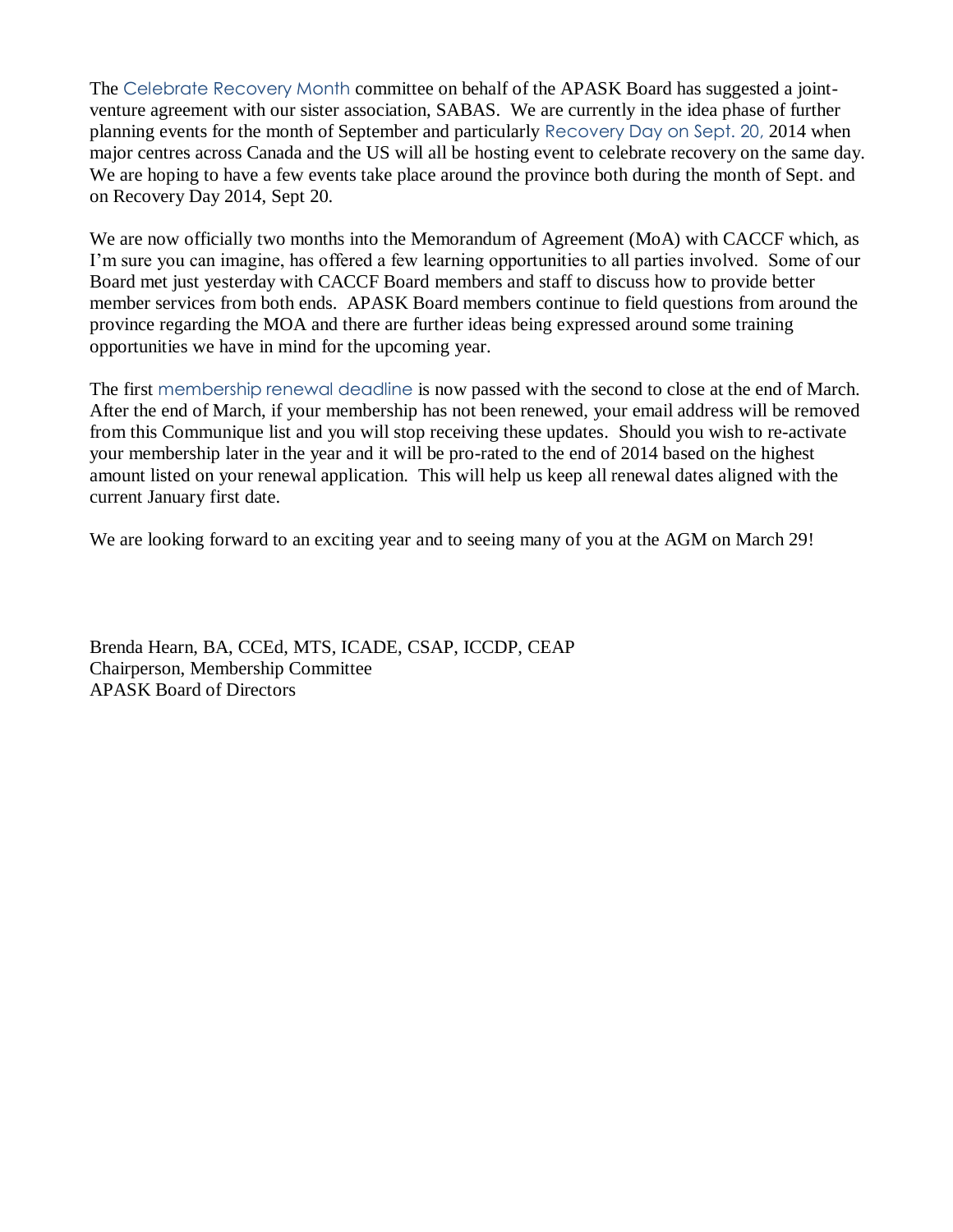The Celebrate Recovery Month committee on behalf of the APASK Board has suggested a joint-venture agreement with our sister association, SABAS. We are currently in the idea phase of further planning events for the month of September and particularly Recovery Day on Sept. 20, 2014 when major centres across Canada and the US will all be hosting event to celebrate recovery on the same day. We are hoping to have a few events take place around the province both during the month of Sept. and on Recovery Day 2014, Sept 20.

We are now officially two months into the Memorandum of Agreement (MoA) with CACCF which, as I'm sure you can imagine, has offered a few learning opportunities to all parties involved. Some of our Board met just yesterday with CACCF Board members and staff to discuss how to provide better member services from both ends. APASK Board members continue to field questions from around the province regarding the MOA and there are further ideas being expressed around some training opportunities we have in mind for the upcoming year.

The first membership renewal deadline is now passed with the second to close at the end of March. After the end of March, if your membership has not been renewed, your email address will be removed from this Communique list and you will stop receiving these updates. Should you wish to re-activate your membership later in the year and it will be pro-rated to the end of 2014 based on the highest amount listed on your renewal application. This will help us keep all renewal dates aligned with the current January first date.

We are looking forward to an exciting year and to seeing many of you at the AGM on March 29!

Brenda Hearn, BA, CCEd, MTS, ICADE, CSAP, ICCDP, CEAP
Chairperson, Membership Committee
APASK Board of Directors